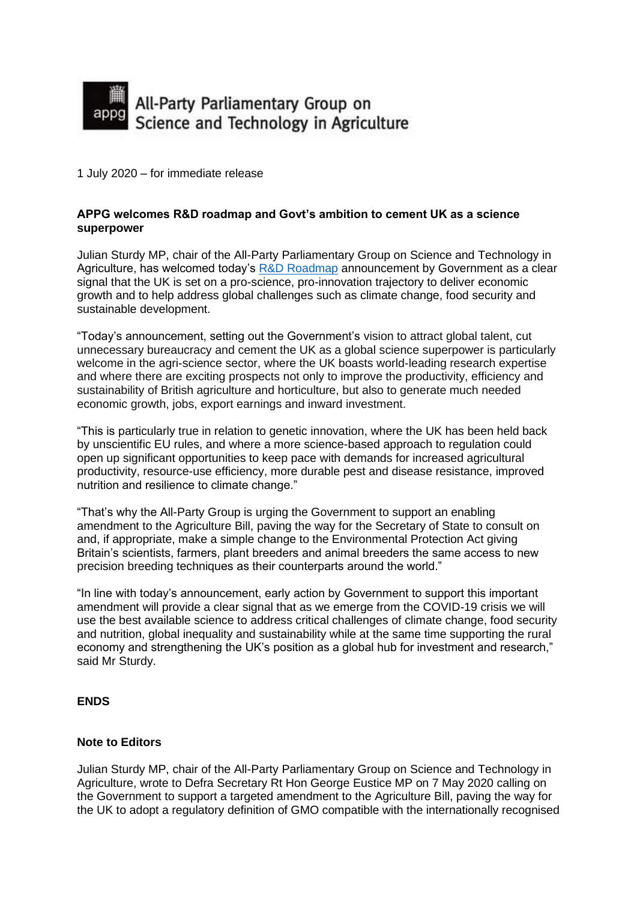appg All-Party Parliamentary Group on Science and Technology in Agriculture

1 July 2020 – for immediate release

**APPG welcomes R&D roadmap and Govt's ambition to cement UK as a science superpower**

Julian Sturdy MP, chair of the All-Party Parliamentary Group on Science and Technology in Agriculture, has welcomed today's R&D Roadmap announcement by Government as a clear signal that the UK is set on a pro-science, pro-innovation trajectory to deliver economic growth and to help address global challenges such as climate change, food security and sustainable development.

"Today's announcement, setting out the Government's vision to attract global talent, cut unnecessary bureaucracy and cement the UK as a global science superpower is particularly welcome in the agri-science sector, where the UK boasts world-leading research expertise and where there are exciting prospects not only to improve the productivity, efficiency and sustainability of British agriculture and horticulture, but also to generate much needed economic growth, jobs, export earnings and inward investment.

"This is particularly true in relation to genetic innovation, where the UK has been held back by unscientific EU rules, and where a more science-based approach to regulation could open up significant opportunities to keep pace with demands for increased agricultural productivity, resource-use efficiency, more durable pest and disease resistance, improved nutrition and resilience to climate change."

"That's why the All-Party Group is urging the Government to support an enabling amendment to the Agriculture Bill, paving the way for the Secretary of State to consult on and, if appropriate, make a simple change to the Environmental Protection Act giving Britain's scientists, farmers, plant breeders and animal breeders the same access to new precision breeding techniques as their counterparts around the world."

"In line with today's announcement, early action by Government to support this important amendment will provide a clear signal that as we emerge from the COVID-19 crisis we will use the best available science to address critical challenges of climate change, food security and nutrition, global inequality and sustainability while at the same time supporting the rural economy and strengthening the UK's position as a global hub for investment and research," said Mr Sturdy.

**ENDS**

**Note to Editors**

Julian Sturdy MP, chair of the All-Party Parliamentary Group on Science and Technology in Agriculture, wrote to Defra Secretary Rt Hon George Eustice MP on 7 May 2020 calling on the Government to support a targeted amendment to the Agriculture Bill, paving the way for the UK to adopt a regulatory definition of GMO compatible with the internationally recognised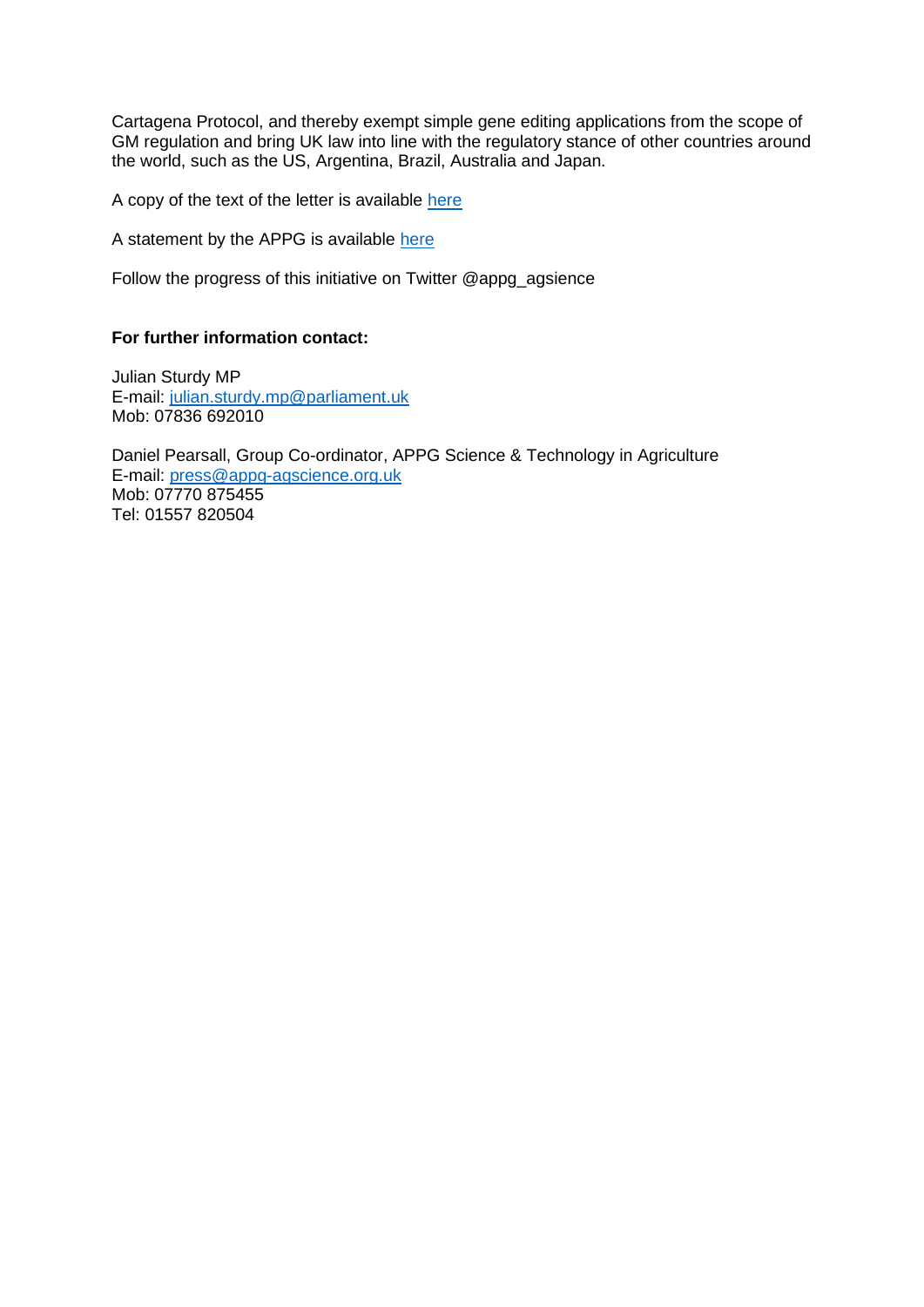Cartagena Protocol, and thereby exempt simple gene editing applications from the scope of GM regulation and bring UK law into line with the regulatory stance of other countries around the world, such as the US, Argentina, Brazil, Australia and Japan.

A copy of the text of the letter is available here

A statement by the APPG is available here

Follow the progress of this initiative on Twitter @appg_agsience

**For further information contact:**

Julian Sturdy MP  
E-mail: julian.sturdy.mp@parliament.uk  
Mob: 07836 692010

Daniel Pearsall, Group Co-ordinator, APPG Science & Technology in Agriculture  
E-mail: press@appg-agscience.org.uk  
Mob: 07770 875455  
Tel: 01557 820504